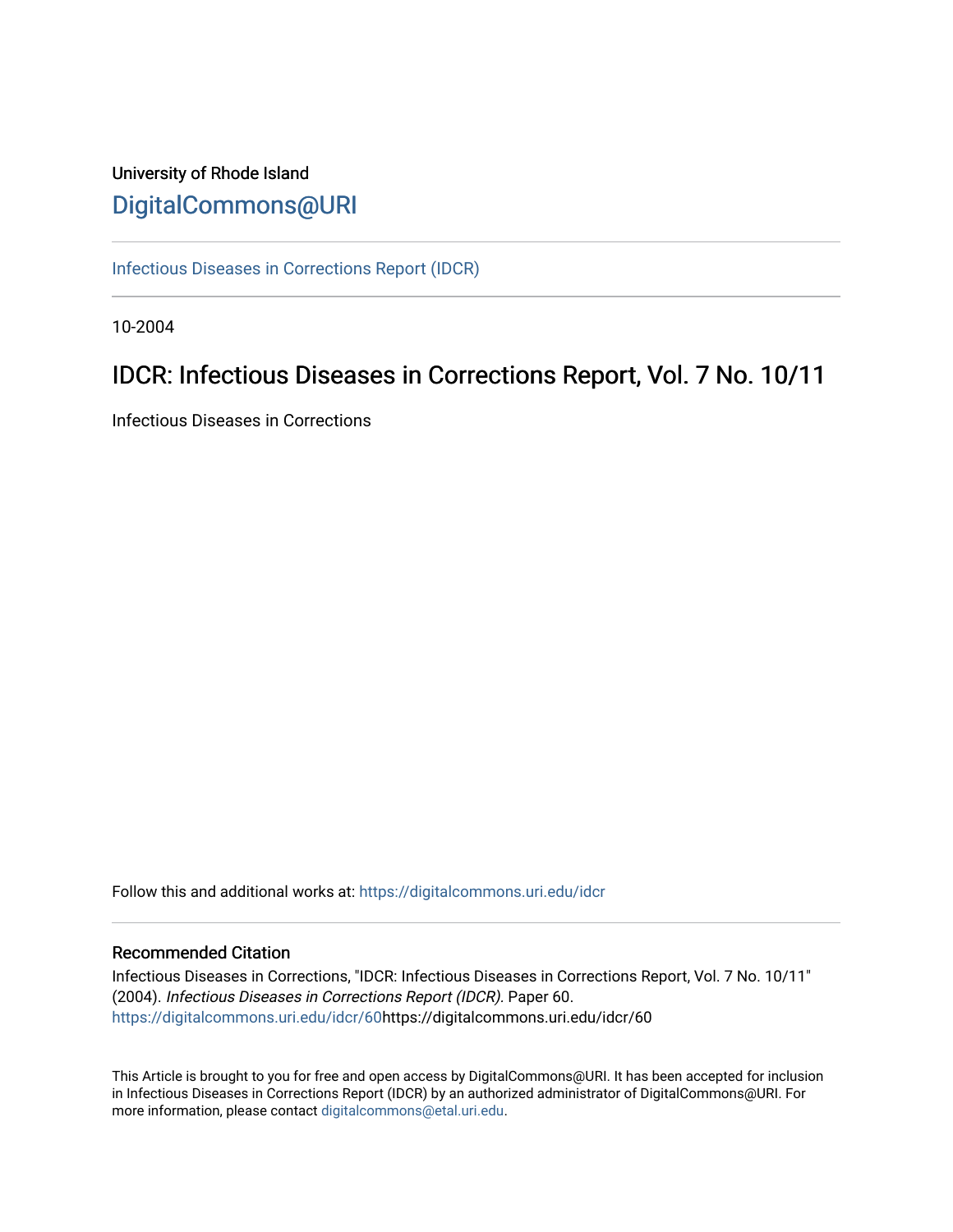University of Rhode Island

[DigitalCommons@URI](https://digitalcommons.uri.edu/)

[Infectious Diseases in Corrections Report (IDCR)](https://digitalcommons.uri.edu/idcr)

10-2004

# IDCR: Infectious Diseases in Corrections Report, Vol. 7 No. 10/11

Infectious Diseases in Corrections

Follow this and additional works at: https://digitalcommons.uri.edu/idcr

## Recommended Citation

Infectious Diseases in Corrections, "IDCR: Infectious Diseases in Corrections Report, Vol. 7 No. 10/11" (2004). *Infectious Diseases in Corrections Report (IDCR).* Paper 60.
https://digitalcommons.uri.edu/idcr/60https://digitalcommons.uri.edu/idcr/60

This Article is brought to you for free and open access by DigitalCommons@URI. It has been accepted for inclusion in Infectious Diseases in Corrections Report (IDCR) by an authorized administrator of DigitalCommons@URI. For more information, please contact digitalcommons@etal.uri.edu.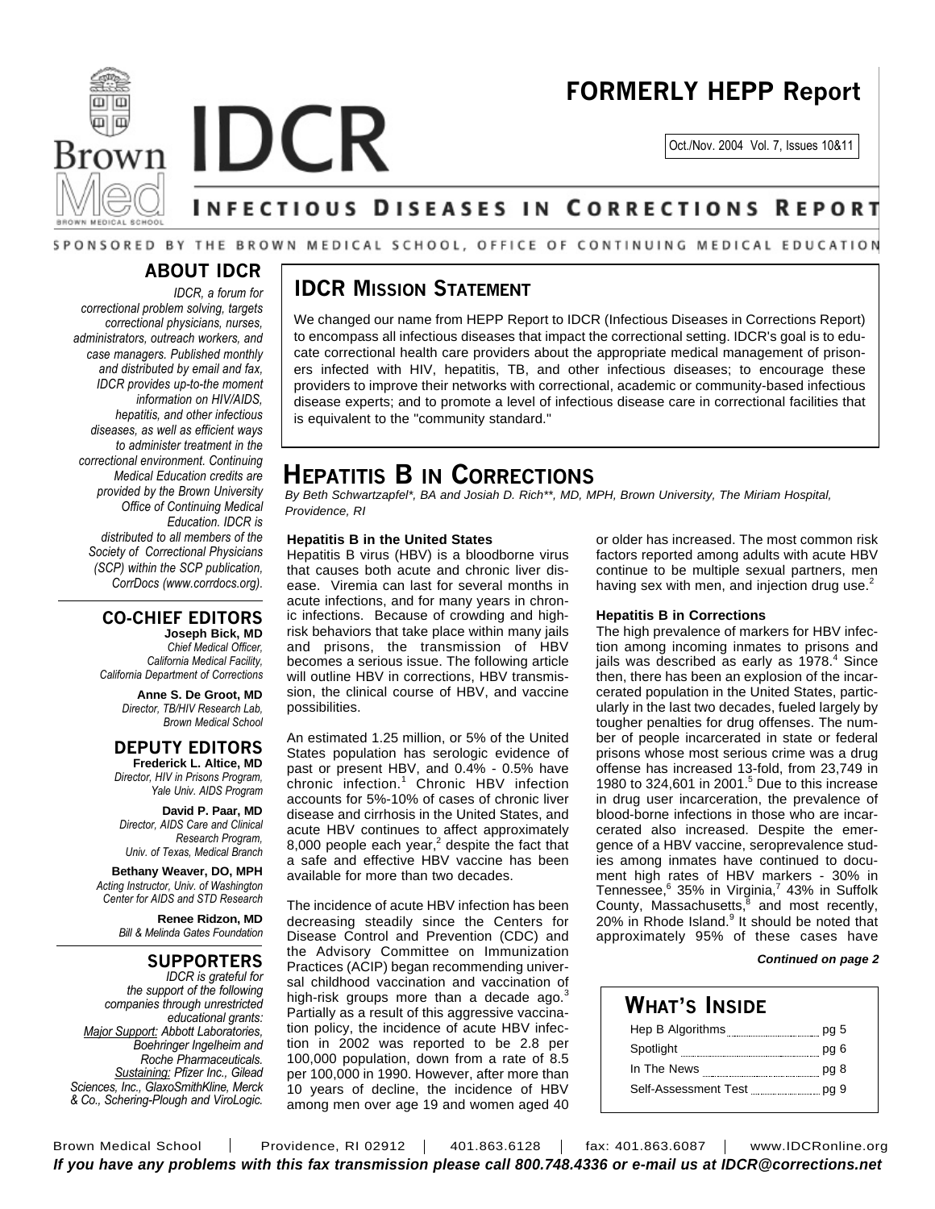# FORMERLY HEPP Report

Oct./Nov. 2004 Vol. 7, Issues 10&11

# IDCR

## INFECTIOUS DISEASES IN CORRECTIONS REPORT

SPONSORED BY THE BROWN MEDICAL SCHOOL, OFFICE OF CONTINUING MEDICAL EDUCATION

## ABOUT IDCR

*IDCR, a forum for correctional problem solving, targets correctional physicians, nurses, administrators, outreach workers, and case managers. Published monthly and distributed by email and fax, IDCR provides up-to-the moment information on HIV/AIDS, hepatitis, and other infectious diseases, as well as efficient ways to administer treatment in the correctional environment. Continuing Medical Education credits are provided by the Brown University Office of Continuing Medical Education. IDCR is distributed to all members of the Society of Correctional Physicians (SCP) within the SCP publication, CorrDocs (www.corrdocs.org).*

## CO-CHIEF EDITORS

**Joseph Bick, MD**
*Chief Medical Officer, California Medical Facility, California Department of Corrections*

**Anne S. De Groot, MD**
*Director, TB/HIV Research Lab, Brown Medical School*

## DEPUTY EDITORS

**Frederick L. Altice, MD**
*Director, HIV in Prisons Program, Yale Univ. AIDS Program*

**David P. Paar, MD**
*Director, AIDS Care and Clinical Research Program, Univ. of Texas, Medical Branch*

**Bethany Weaver, DO, MPH**
*Acting Instructor, Univ. of Washington Center for AIDS and STD Research*

**Renee Ridzon, MD**
*Bill & Melinda Gates Foundation*

## SUPPORTERS

*IDCR is grateful for the support of the following companies through unrestricted educational grants: Major Support: Abbott Laboratories, Boehringer Ingelheim and Roche Pharmaceuticals. Sustaining: Pfizer Inc., Gilead Sciences, Inc., GlaxoSmithKline, Merck & Co., Schering-Plough and ViroLogic.*

## IDCR MISSION STATEMENT

We changed our name from HEPP Report to IDCR (Infectious Diseases in Corrections Report) to encompass all infectious diseases that impact the correctional setting. IDCR's goal is to educate correctional health care providers about the appropriate medical management of prisoners infected with HIV, hepatitis, TB, and other infectious diseases; to encourage these providers to improve their networks with correctional, academic or community-based infectious disease experts; and to promote a level of infectious disease care in correctional facilities that is equivalent to the "community standard."

# HEPATITIS B IN CORRECTIONS

*By Beth Schwartzapfel\*, BA and Josiah D. Rich\*\*, MD, MPH, Brown University, The Miriam Hospital, Providence, RI*

### Hepatitis B in the United States

Hepatitis B virus (HBV) is a bloodborne virus that causes both acute and chronic liver disease. Viremia can last for several months in acute infections, and for many years in chronic infections. Because of crowding and high-risk behaviors that take place within many jails and prisons, the transmission of HBV becomes a serious issue. The following article will outline HBV in corrections, HBV transmission, the clinical course of HBV, and vaccine possibilities.

An estimated 1.25 million, or 5% of the United States population has serologic evidence of past or present HBV, and 0.4% - 0.5% have chronic infection.[1] Chronic HBV infection accounts for 5%-10% of cases of chronic liver disease and cirrhosis in the United States, and acute HBV continues to affect approximately 8,000 people each year,[2] despite the fact that a safe and effective HBV vaccine has been available for more than two decades.

The incidence of acute HBV infection has been decreasing steadily since the Centers for Disease Control and Prevention (CDC) and the Advisory Committee on Immunization Practices (ACIP) began recommending universal childhood vaccination and vaccination of high-risk groups more than a decade ago.[3] Partially as a result of this aggressive vaccination policy, the incidence of acute HBV infection in 2002 was reported to be 2.8 per 100,000 population, down from a rate of 8.5 per 100,000 in 1990. However, after more than 10 years of decline, the incidence of HBV among men over age 19 and women aged 40 or older has increased. The most common risk factors reported among adults with acute HBV continue to be multiple sexual partners, men having sex with men, and injection drug use.[2]

### Hepatitis B in Corrections

The high prevalence of markers for HBV infection among incoming inmates to prisons and jails was described as early as 1978.[4] Since then, there has been an explosion of the incarcerated population in the United States, particularly in the last two decades, fueled largely by tougher penalties for drug offenses. The number of people incarcerated in state or federal prisons whose most serious crime was a drug offense has increased 13-fold, from 23,749 in 1980 to 324,601 in 2001.[5] Due to this increase in drug user incarceration, the prevalence of blood-borne infections in those who are incarcerated also increased. Despite the emergence of a HBV vaccine, seroprevalence studies among inmates have continued to document high rates of HBV markers - 30% in Tennessee,[6] 35% in Virginia,[7] 43% in Suffolk County, Massachusetts,[8] and most recently, 20% in Rhode Island.[9] It should be noted that approximately 95% of these cases have

***Continued on page 2***

## WHAT'S INSIDE

| | |
|---|---|
| Hep B Algorithms | pg 5 |
| Spotlight | pg 6 |
| In The News | pg 8 |
| Self-Assessment Test | pg 9 |

Brown Medical School | Providence, RI 02912 | 401.863.6128 | fax: 401.863.6087 | www.IDCRonline.org

***If you have any problems with this fax transmission please call 800.748.4336 or e-mail us at IDCR@corrections.net***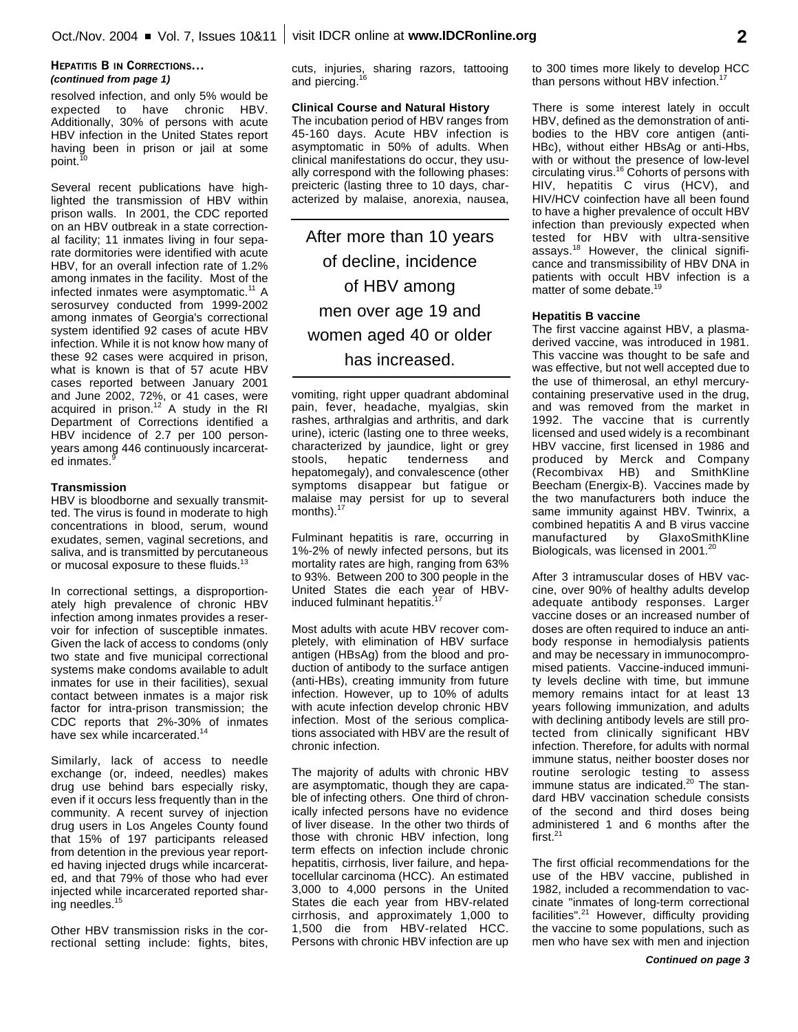**HEPATITIS B IN CORRECTIONS...**
***(continued from page 1)***

resolved infection, and only 5% would be expected to have chronic HBV. Additionally, 30% of persons with acute HBV infection in the United States report having been in prison or jail at some point.[10]

Several recent publications have highlighted the transmission of HBV within prison walls. In 2001, the CDC reported on an HBV outbreak in a state correctional facility; 11 inmates living in four separate dormitories were identified with acute HBV, for an overall infection rate of 1.2% among inmates in the facility. Most of the infected inmates were asymptomatic.[11] A serosurvey conducted from 1999-2002 among inmates of Georgia's correctional system identified 92 cases of acute HBV infection. While it is not know how many of these 92 cases were acquired in prison, what is known is that of 57 acute HBV cases reported between January 2001 and June 2002, 72%, or 41 cases, were acquired in prison.[12] A study in the RI Department of Corrections identified a HBV incidence of 2.7 per 100 person-years among 446 continuously incarcerated inmates.[9]

**Transmission**

HBV is bloodborne and sexually transmitted. The virus is found in moderate to high concentrations in blood, serum, wound exudates, semen, vaginal secretions, and saliva, and is transmitted by percutaneous or mucosal exposure to these fluids.[13]

In correctional settings, a disproportionately high prevalence of chronic HBV infection among inmates provides a reservoir for infection of susceptible inmates. Given the lack of access to condoms (only two state and five municipal correctional systems make condoms available to adult inmates for use in their facilities), sexual contact between inmates is a major risk factor for intra-prison transmission; the CDC reports that 2%-30% of inmates have sex while incarcerated.[14]

Similarly, lack of access to needle exchange (or, indeed, needles) makes drug use behind bars especially risky, even if it occurs less frequently than in the community. A recent survey of injection drug users in Los Angeles County found that 15% of 197 participants released from detention in the previous year reported having injected drugs while incarcerated, and that 79% of those who had ever injected while incarcerated reported sharing needles.[15]

Other HBV transmission risks in the correctional setting include: fights, bites, cuts, injuries, sharing razors, tattooing and piercing.[16]

**Clinical Course and Natural History**

The incubation period of HBV ranges from 45-160 days. Acute HBV infection is asymptomatic in 50% of adults. When clinical manifestations do occur, they usually correspond with the following phases: preicteric (lasting three to 10 days, characterized by malaise, anorexia, nausea, vomiting, right upper quadrant abdominal pain, fever, headache, myalgias, skin rashes, arthralgias and arthritis, and dark urine), icteric (lasting one to three weeks, characterized by jaundice, light or grey stools, hepatic tenderness and hepatomegaly), and convalescence (other symptoms disappear but fatigue or malaise may persist for up to several months).[17]

> After more than 10 years of decline, incidence of HBV among men over age 19 and women aged 40 or older has increased.

Fulminant hepatitis is rare, occurring in 1%-2% of newly infected persons, but its mortality rates are high, ranging from 63% to 93%. Between 200 to 300 people in the United States die each year of HBV-induced fulminant hepatitis.[17]

Most adults with acute HBV recover completely, with elimination of HBV surface antigen (HBsAg) from the blood and production of antibody to the surface antigen (anti-HBs), creating immunity from future infection. However, up to 10% of adults with acute infection develop chronic HBV infection. Most of the serious complications associated with HBV are the result of chronic infection.

The majority of adults with chronic HBV are asymptomatic, though they are capable of infecting others. One third of chronically infected persons have no evidence of liver disease. In the other two thirds of those with chronic HBV infection, long term effects on infection include chronic hepatitis, cirrhosis, liver failure, and hepatocellular carcinoma (HCC). An estimated 3,000 to 4,000 persons in the United States die each year from HBV-related cirrhosis, and approximately 1,000 to 1,500 die from HBV-related HCC. Persons with chronic HBV infection are up to 300 times more likely to develop HCC than persons without HBV infection.[17]

There is some interest lately in occult HBV, defined as the demonstration of antibodies to the HBV core antigen (anti-HBc), without either HBsAg or anti-Hbs, with or without the presence of low-level circulating virus.[16] Cohorts of persons with HIV, hepatitis C virus (HCV), and HIV/HCV coinfection have all been found to have a higher prevalence of occult HBV infection than previously expected when tested for HBV with ultra-sensitive assays.[18] However, the clinical significance and transmissibility of HBV DNA in patients with occult HBV infection is a matter of some debate.[19]

**Hepatitis B vaccine**

The first vaccine against HBV, a plasma-derived vaccine, was introduced in 1981. This vaccine was thought to be safe and was effective, but not well accepted due to the use of thimerosal, an ethyl mercury-containing preservative used in the drug, and was removed from the market in 1992. The vaccine that is currently licensed and used widely is a recombinant HBV vaccine, first licensed in 1986 and produced by Merck and Company (Recombivax HB) and SmithKline Beecham (Energix-B). Vaccines made by the two manufacturers both induce the same immunity against HBV. Twinrix, a combined hepatitis A and B virus vaccine manufactured by GlaxoSmithKline Biologicals, was licensed in 2001.[20]

After 3 intramuscular doses of HBV vaccine, over 90% of healthy adults develop adequate antibody responses. Larger vaccine doses or an increased number of doses are often required to induce an antibody response in hemodialysis patients and may be necessary in immunocompromised patients. Vaccine-induced immunity levels decline with time, but immune memory remains intact for at least 13 years following immunization, and adults with declining antibody levels are still protected from clinically significant HBV infection. Therefore, for adults with normal immune status, neither booster doses nor routine serologic testing to assess immune status are indicated.[20] The standard HBV vaccination schedule consists of the second and third doses being administered 1 and 6 months after the first.[21]

The first official recommendations for the use of the HBV vaccine, published in 1982, included a recommendation to vaccinate "inmates of long-term correctional facilities".[21] However, difficulty providing the vaccine to some populations, such as men who have sex with men and injection

***Continued on page 3***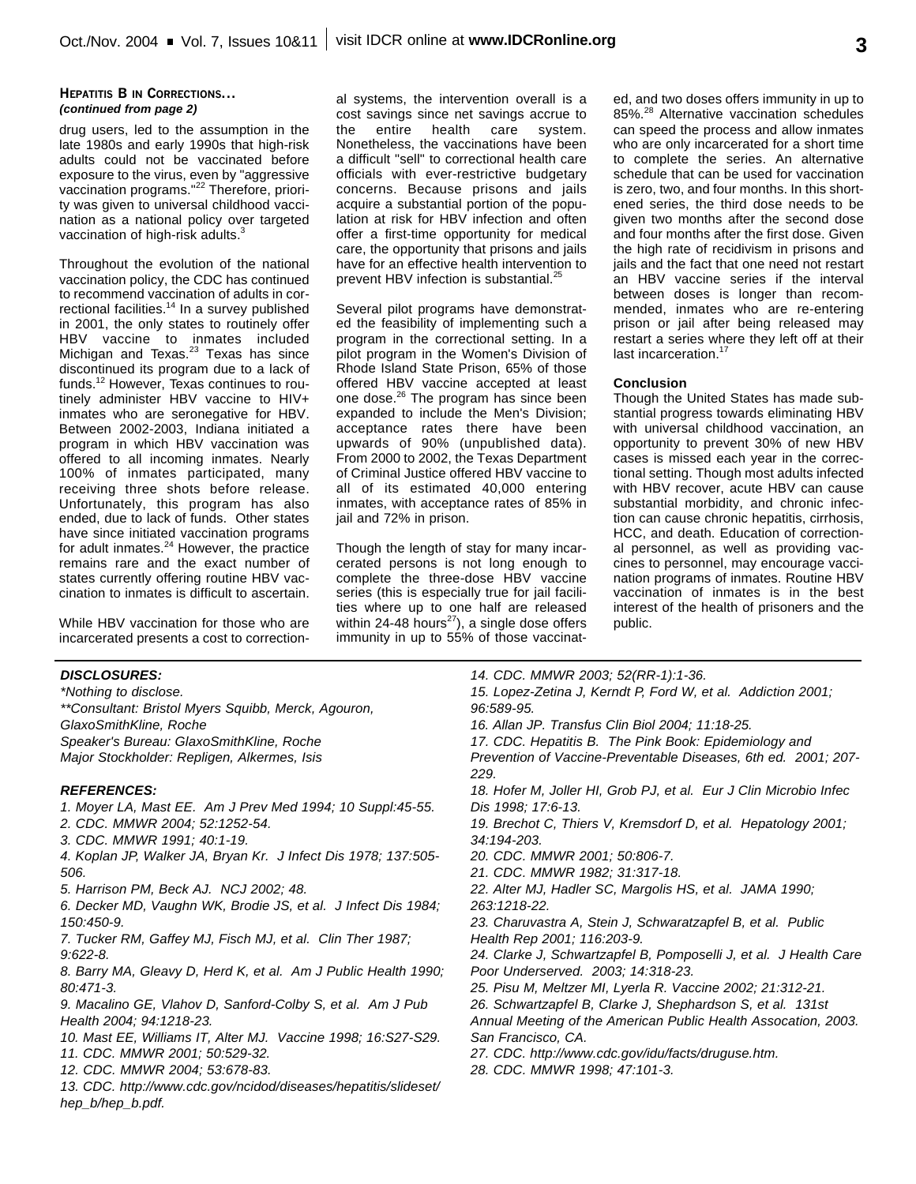**HEPATITIS B IN CORRECTIONS...**
***(continued from page 2)***

drug users, led to the assumption in the late 1980s and early 1990s that high-risk adults could not be vaccinated before exposure to the virus, even by "aggressive vaccination programs."[22] Therefore, priority was given to universal childhood vaccination as a national policy over targeted vaccination of high-risk adults.[3]

Throughout the evolution of the national vaccination policy, the CDC has continued to recommend vaccination of adults in correctional facilities.[14] In a survey published in 2001, the only states to routinely offer HBV vaccine to inmates included Michigan and Texas.[23] Texas has since discontinued its program due to a lack of funds.[12] However, Texas continues to routinely administer HBV vaccine to HIV+ inmates who are seronegative for HBV. Between 2002-2003, Indiana initiated a program in which HBV vaccination was offered to all incoming inmates. Nearly 100% of inmates participated, many receiving three shots before release. Unfortunately, this program has also ended, due to lack of funds. Other states have since initiated vaccination programs for adult inmates.[24] However, the practice remains rare and the exact number of states currently offering routine HBV vaccination to inmates is difficult to ascertain.

While HBV vaccination for those who are incarcerated presents a cost to correctional systems, the intervention overall is a cost savings since net savings accrue to the entire health care system. Nonetheless, the vaccinations have been a difficult "sell" to correctional health care officials with ever-restrictive budgetary concerns. Because prisons and jails acquire a substantial portion of the population at risk for HBV infection and often offer a first-time opportunity for medical care, the opportunity that prisons and jails have for an effective health intervention to prevent HBV infection is substantial.[25]

Several pilot programs have demonstrated the feasibility of implementing such a program in the correctional setting. In a pilot program in the Women's Division of Rhode Island State Prison, 65% of those offered HBV vaccine accepted at least one dose.[26] The program has since been expanded to include the Men's Division; acceptance rates there have been upwards of 90% (unpublished data). From 2000 to 2002, the Texas Department of Criminal Justice offered HBV vaccine to all of its estimated 40,000 entering inmates, with acceptance rates of 85% in jail and 72% in prison.

Though the length of stay for many incarcerated persons is not long enough to complete the three-dose HBV vaccine series (this is especially true for jail facilities where up to one half are released within 24-48 hours[27]), a single dose offers immunity in up to 55% of those vaccinated, and two doses offers immunity in up to 85%.[28] Alternative vaccination schedules can speed the process and allow inmates who are only incarcerated for a short time to complete the series. An alternative schedule that can be used for vaccination is zero, two, and four months. In this shortened series, the third dose needs to be given two months after the second dose and four months after the first dose. Given the high rate of recidivism in prisons and jails and the fact that one need not restart an HBV vaccine series if the interval between doses is longer than recommended, inmates who are re-entering prison or jail after being released may restart a series where they left off at their last incarceration.[17]

**Conclusion**

Though the United States has made substantial progress towards eliminating HBV with universal childhood vaccination, an opportunity to prevent 30% of new HBV cases is missed each year in the correctional setting. Though most adults infected with HBV recover, acute HBV can cause substantial morbidity, and chronic infection can cause chronic hepatitis, cirrhosis, HCC, and death. Education of correctional personnel, as well as providing vaccines to personnel, may encourage vaccination programs of inmates. Routine HBV vaccination of inmates is in the best interest of the health of prisoners and the public.

***DISCLOSURES:***

*\*Nothing to disclose.*
*\*\*Consultant: Bristol Myers Squibb, Merck, Agouron, GlaxoSmithKline, Roche*
*Speaker's Bureau: GlaxoSmithKline, Roche*
*Major Stockholder: Repligen, Alkermes, Isis*

***REFERENCES:***

*1. Moyer LA, Mast EE. Am J Prev Med 1994; 10 Suppl:45-55.*
*2. CDC. MMWR 2004; 52:1252-54.*
*3. CDC. MMWR 1991; 40:1-19.*
*4. Koplan JP, Walker JA, Bryan Kr. J Infect Dis 1978; 137:505-506.*
*5. Harrison PM, Beck AJ. NCJ 2002; 48.*
*6. Decker MD, Vaughn WK, Brodie JS, et al. J Infect Dis 1984; 150:450-9.*
*7. Tucker RM, Gaffey MJ, Fisch MJ, et al. Clin Ther 1987; 9:622-8.*
*8. Barry MA, Gleavy D, Herd K, et al. Am J Public Health 1990; 80:471-3.*
*9. Macalino GE, Vlahov D, Sanford-Colby S, et al. Am J Pub Health 2004; 94:1218-23.*
*10. Mast EE, Williams IT, Alter MJ. Vaccine 1998; 16:S27-S29.*
*11. CDC. MMWR 2001; 50:529-32.*
*12. CDC. MMWR 2004; 53:678-83.*
*13. CDC. http://www.cdc.gov/ncidod/diseases/hepatitis/slideset/hep_b/hep_b.pdf.*
*14. CDC. MMWR 2003; 52(RR-1):1-36.*
*15. Lopez-Zetina J, Kerndt P, Ford W, et al. Addiction 2001; 96:589-95.*
*16. Allan JP. Transfus Clin Biol 2004; 11:18-25.*
*17. CDC. Hepatitis B. The Pink Book: Epidemiology and Prevention of Vaccine-Preventable Diseases, 6th ed. 2001; 207-229.*
*18. Hofer M, Joller HI, Grob PJ, et al. Eur J Clin Microbio Infec Dis 1998; 17:6-13.*
*19. Brechot C, Thiers V, Kremsdorf D, et al. Hepatology 2001; 34:194-203.*
*20. CDC. MMWR 2001; 50:806-7.*
*21. CDC. MMWR 1982; 31:317-18.*
*22. Alter MJ, Hadler SC, Margolis HS, et al. JAMA 1990; 263:1218-22.*
*23. Charuvastra A, Stein J, Schwaratzapfel B, et al. Public Health Rep 2001; 116:203-9.*
*24. Clarke J, Schwartzapfel B, Pomposelli J, et al. J Health Care Poor Underserved. 2003; 14:318-23.*
*25. Pisu M, Meltzer MI, Lyerla R. Vaccine 2002; 21:312-21.*
*26. Schwartzapfel B, Clarke J, Shephardson S, et al. 131st Annual Meeting of the American Public Health Assocation, 2003. San Francisco, CA.*
*27. CDC. http://www.cdc.gov/idu/facts/druguse.htm.*
*28. CDC. MMWR 1998; 47:101-3.*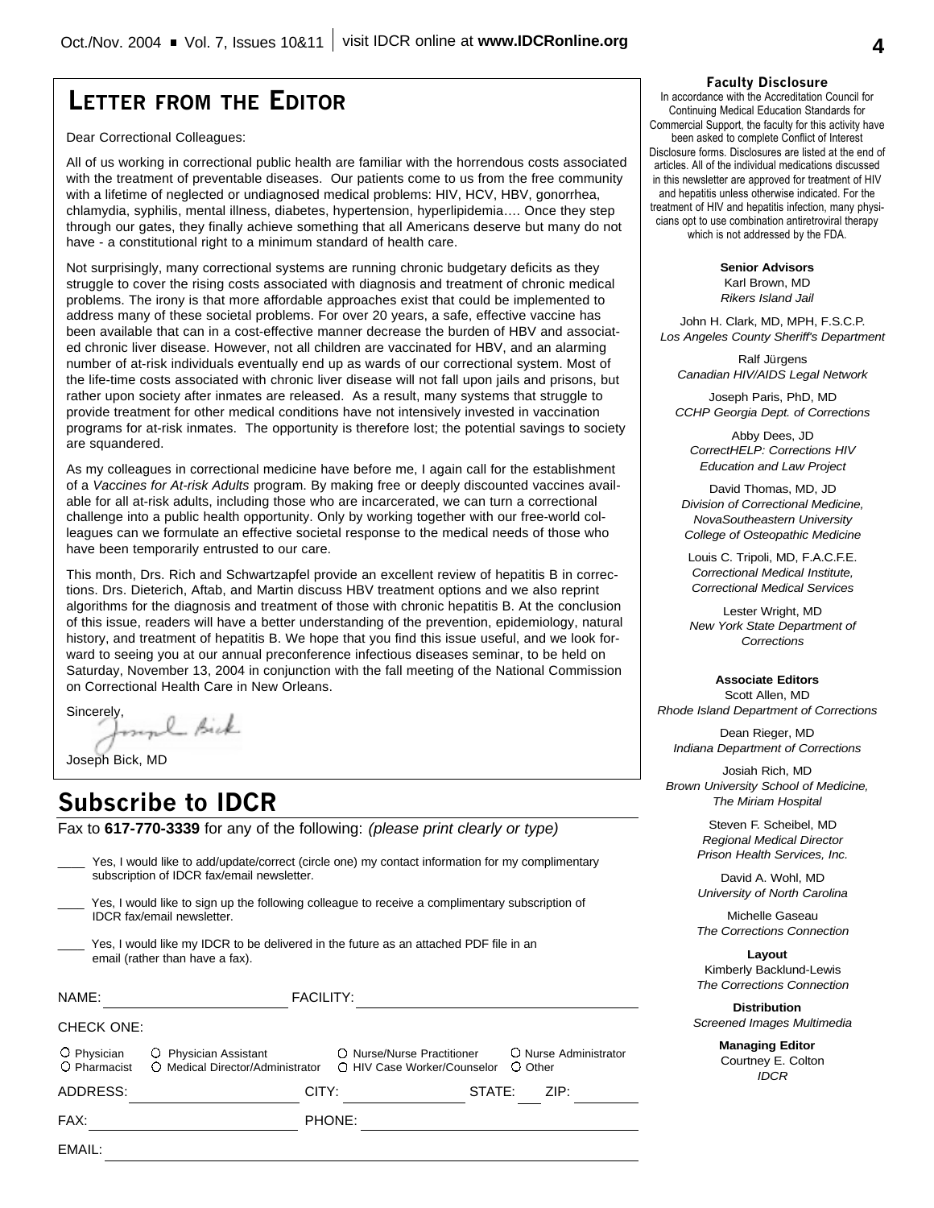## LETTER FROM THE EDITOR

Dear Correctional Colleagues:

All of us working in correctional public health are familiar with the horrendous costs associated with the treatment of preventable diseases. Our patients come to us from the free community with a lifetime of neglected or undiagnosed medical problems: HIV, HCV, HBV, gonorrhea, chlamydia, syphilis, mental illness, diabetes, hypertension, hyperlipidemia…. Once they step through our gates, they finally achieve something that all Americans deserve but many do not have - a constitutional right to a minimum standard of health care.

Not surprisingly, many correctional systems are running chronic budgetary deficits as they struggle to cover the rising costs associated with diagnosis and treatment of chronic medical problems. The irony is that more affordable approaches exist that could be implemented to address many of these societal problems. For over 20 years, a safe, effective vaccine has been available that can in a cost-effective manner decrease the burden of HBV and associated chronic liver disease. However, not all children are vaccinated for HBV, and an alarming number of at-risk individuals eventually end up as wards of our correctional system. Most of the life-time costs associated with chronic liver disease will not fall upon jails and prisons, but rather upon society after inmates are released. As a result, many systems that struggle to provide treatment for other medical conditions have not intensively invested in vaccination programs for at-risk inmates. The opportunity is therefore lost; the potential savings to society are squandered.

As my colleagues in correctional medicine have before me, I again call for the establishment of a *Vaccines for At-risk Adults* program. By making free or deeply discounted vaccines available for all at-risk adults, including those who are incarcerated, we can turn a correctional challenge into a public health opportunity. Only by working together with our free-world colleagues can we formulate an effective societal response to the medical needs of those who have been temporarily entrusted to our care.

This month, Drs. Rich and Schwartzapfel provide an excellent review of hepatitis B in corrections. Drs. Dieterich, Aftab, and Martin discuss HBV treatment options and we also reprint algorithms for the diagnosis and treatment of those with chronic hepatitis B. At the conclusion of this issue, readers will have a better understanding of the prevention, epidemiology, natural history, and treatment of hepatitis B. We hope that you find this issue useful, and we look forward to seeing you at our annual preconference infectious diseases seminar, to be held on Saturday, November 13, 2004 in conjunction with the fall meeting of the National Commission on Correctional Health Care in New Orleans.

Sincerely,

Joseph Bick, MD

## Subscribe to IDCR

Fax to **617-770-3339** for any of the following: *(please print clearly or type)*

____ Yes, I would like to add/update/correct (circle one) my contact information for my complimentary subscription of IDCR fax/email newsletter.

____ Yes, I would like to sign up the following colleague to receive a complimentary subscription of IDCR fax/email newsletter.

____ Yes, I would like my IDCR to be delivered in the future as an attached PDF file in an email (rather than have a fax).

NAME: ____________________ FACILITY: ____________________

CHECK ONE:

○ Physician ○ Physician Assistant ○ Nurse/Nurse Practitioner ○ Nurse Administrator
○ Pharmacist ○ Medical Director/Administrator ○ HIV Case Worker/Counselor ○ Other

ADDRESS: ____________________ CITY: ____________ STATE: ___ ZIP: ________

FAX: ____________________ PHONE: ____________________

EMAIL: ____________________

**Faculty Disclosure**

In accordance with the Accreditation Council for Continuing Medical Education Standards for Commercial Support, the faculty for this activity have been asked to complete Conflict of Interest Disclosure forms. Disclosures are listed at the end of articles. All of the individual medications discussed in this newsletter are approved for treatment of HIV and hepatitis unless otherwise indicated. For the treatment of HIV and hepatitis infection, many physicians opt to use combination antiretroviral therapy which is not addressed by the FDA.

**Senior Advisors**

Karl Brown, MD
*Rikers Island Jail*

John H. Clark, MD, MPH, F.S.C.P.
*Los Angeles County Sheriff's Department*

Ralf Jürgens
*Canadian HIV/AIDS Legal Network*

Joseph Paris, PhD, MD
*CCHP Georgia Dept. of Corrections*

Abby Dees, JD
*CorrectHELP: Corrections HIV Education and Law Project*

David Thomas, MD, JD
*Division of Correctional Medicine, NovaSoutheastern University College of Osteopathic Medicine*

Louis C. Tripoli, MD, F.A.C.F.E.
*Correctional Medical Institute, Correctional Medical Services*

Lester Wright, MD
*New York State Department of Corrections*

**Associate Editors**

Scott Allen, MD
*Rhode Island Department of Corrections*

Dean Rieger, MD
*Indiana Department of Corrections*

Josiah Rich, MD
*Brown University School of Medicine, The Miriam Hospital*

Steven F. Scheibel, MD
*Regional Medical Director Prison Health Services, Inc.*

David A. Wohl, MD
*University of North Carolina*

Michelle Gaseau
*The Corrections Connection*

**Layout**

Kimberly Backlund-Lewis
*The Corrections Connection*

**Distribution**

*Screened Images Multimedia*

**Managing Editor**

Courtney E. Colton
*IDCR*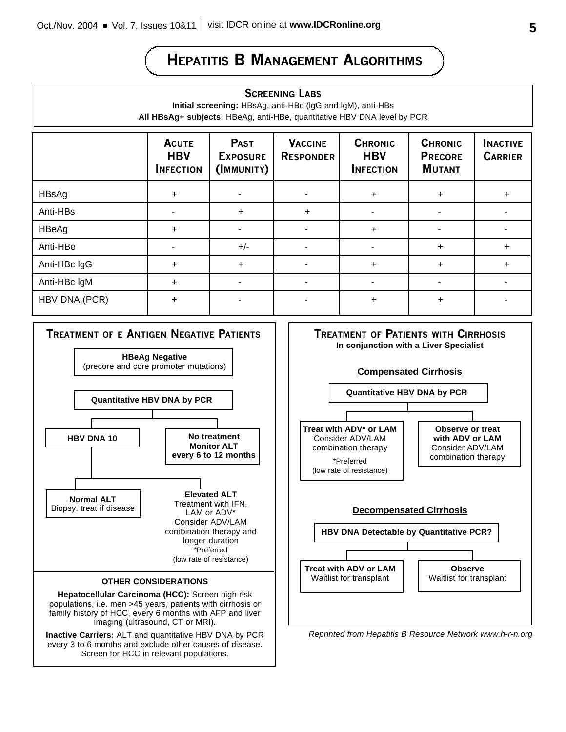# HEPATITIS B MANAGEMENT ALGORITHMS

## SCREENING LABS

**Initial screening:** HBsAg, anti-HBc (IgG and IgM), anti-HBs

**All HBsAg+ subjects:** HBeAg, anti-HBe, quantitative HBV DNA level by PCR

| | ACUTE HBV INFECTION | PAST EXPOSURE (IMMUNITY) | VACCINE RESPONDER | CHRONIC HBV INFECTION | CHRONIC PRECORE MUTANT | INACTIVE CARRIER |
|---|---|---|---|---|---|---|
| HBsAg | + | - | - | + | + | + |
| Anti-HBs | - | + | + | - | - | - |
| HBeAg | + | - | - | + | - | - |
| Anti-HBe | - | +/- | - | - | + | + |
| Anti-HBc IgG | + | + | - | + | + | + |
| Anti-HBc IgM | + | - | - | - | - | - |
| HBV DNA (PCR) | + | - | - | + | + | - |

## TREATMENT OF E ANTIGEN NEGATIVE PATIENTS

**HBeAg Negative**
(precore and core promoter mutations)

**Quantitative HBV DNA by PCR**

- **HBV DNA 10**
  - **Normal ALT**
    Biopsy, treat if disease
  - **Elevated ALT**
    Treatment with IFN, LAM or ADV*
    Consider ADV/LAM combination therapy and longer duration
    *Preferred
    (low rate of resistance)
- **No treatment**
  **Monitor ALT every 6 to 12 months**

### OTHER CONSIDERATIONS

**Hepatocellular Carcinoma (HCC):** Screen high risk populations, i.e. men >45 years, patients with cirrhosis or family history of HCC, every 6 months with AFP and liver imaging (ultrasound, CT or MRI).

**Inactive Carriers:** ALT and quantitative HBV DNA by PCR every 3 to 6 months and exclude other causes of disease. Screen for HCC in relevant populations.

## TREATMENT OF PATIENTS WITH CIRRHOSIS

**In conjunction with a Liver Specialist**

### Compensated Cirrhosis

**Quantitative HBV DNA by PCR**

- **Treat with ADV* or LAM**
  Consider ADV/LAM combination therapy
  *Preferred
  (low rate of resistance)
- **Observe or treat with ADV or LAM**
  Consider ADV/LAM combination therapy

### Decompensated Cirrhosis

**HBV DNA Detectable by Quantitative PCR?**

- **Treat with ADV or LAM**
  Waitlist for transplant
- **Observe**
  Waitlist for transplant

*Reprinted from Hepatitis B Resource Network www.h-r-n.org*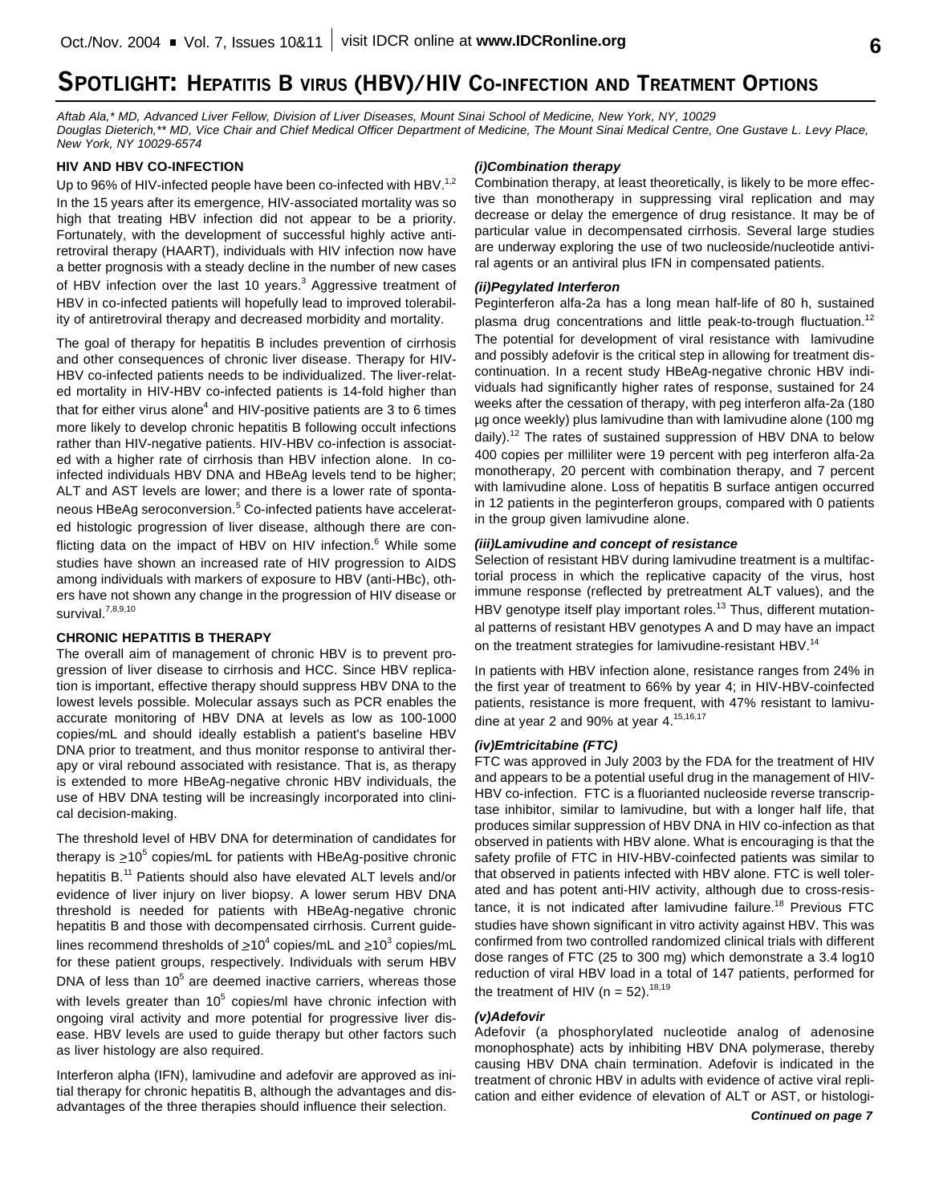# SPOTLIGHT: HEPATITIS B VIRUS (HBV)/HIV CO-INFECTION AND TREATMENT OPTIONS

*Aftab Ala,\* MD, Advanced Liver Fellow, Division of Liver Diseases, Mount Sinai School of Medicine, New York, NY, 10029*
*Douglas Dieterich,\*\* MD, Vice Chair and Chief Medical Officer Department of Medicine, The Mount Sinai Medical Centre, One Gustave L. Levy Place, New York, NY 10029-6574*

### HIV AND HBV CO-INFECTION

Up to 96% of HIV-infected people have been co-infected with HBV.[1,2] In the 15 years after its emergence, HIV-associated mortality was so high that treating HBV infection did not appear to be a priority. Fortunately, with the development of successful highly active antiretroviral therapy (HAART), individuals with HIV infection now have a better prognosis with a steady decline in the number of new cases of HBV infection over the last 10 years.[3] Aggressive treatment of HBV in co-infected patients will hopefully lead to improved tolerability of antiretroviral therapy and decreased morbidity and mortality.

The goal of therapy for hepatitis B includes prevention of cirrhosis and other consequences of chronic liver disease. Therapy for HIV-HBV co-infected patients needs to be individualized. The liver-related mortality in HIV-HBV co-infected patients is 14-fold higher than that for either virus alone[4] and HIV-positive patients are 3 to 6 times more likely to develop chronic hepatitis B following occult infections rather than HIV-negative patients. HIV-HBV co-infection is associated with a higher rate of cirrhosis than HBV infection alone. In co-infected individuals HBV DNA and HBeAg levels tend to be higher; ALT and AST levels are lower; and there is a lower rate of spontaneous HBeAg seroconversion.[5] Co-infected patients have accelerated histologic progression of liver disease, although there are conflicting data on the impact of HBV on HIV infection.[6] While some studies have shown an increased rate of HIV progression to AIDS among individuals with markers of exposure to HBV (anti-HBc), others have not shown any change in the progression of HIV disease or survival.[7,8,9,10]

### CHRONIC HEPATITIS B THERAPY

The overall aim of management of chronic HBV is to prevent progression of liver disease to cirrhosis and HCC. Since HBV replication is important, effective therapy should suppress HBV DNA to the lowest levels possible. Molecular assays such as PCR enables the accurate monitoring of HBV DNA at levels as low as 100-1000 copies/mL and should ideally establish a patient's baseline HBV DNA prior to treatment, and thus monitor response to antiviral therapy or viral rebound associated with resistance. That is, as therapy is extended to more HBeAg-negative chronic HBV individuals, the use of HBV DNA testing will be increasingly incorporated into clinical decision-making.

The threshold level of HBV DNA for determination of candidates for therapy is $\geq 10^5$ copies/mL for patients with HBeAg-positive chronic hepatitis B.[11] Patients should also have elevated ALT levels and/or evidence of liver injury on liver biopsy. A lower serum HBV DNA threshold is needed for patients with HBeAg-negative chronic hepatitis B and those with decompensated cirrhosis. Current guidelines recommend thresholds of $\geq 10^4$ copies/mL and $\geq 10^3$ copies/mL for these patient groups, respectively. Individuals with serum HBV DNA of less than $10^5$ are deemed inactive carriers, whereas those with levels greater than $10^5$ copies/ml have chronic infection with ongoing viral activity and more potential for progressive liver disease. HBV levels are used to guide therapy but other factors such as liver histology are also required.

Interferon alpha (IFN), lamivudine and adefovir are approved as initial therapy for chronic hepatitis B, although the advantages and disadvantages of the three therapies should influence their selection.

#### *(i)Combination therapy*

Combination therapy, at least theoretically, is likely to be more effective than monotherapy in suppressing viral replication and may decrease or delay the emergence of drug resistance. It may be of particular value in decompensated cirrhosis. Several large studies are underway exploring the use of two nucleoside/nucleotide antiviral agents or an antiviral plus IFN in compensated patients.

#### *(ii)Pegylated Interferon*

Peginterferon alfa-2a has a long mean half-life of 80 h, sustained plasma drug concentrations and little peak-to-trough fluctuation.[12] The potential for development of viral resistance with lamivudine and possibly adefovir is the critical step in allowing for treatment discontinuation. In a recent study HBeAg-negative chronic HBV individuals had significantly higher rates of response, sustained for 24 weeks after the cessation of therapy, with peg interferon alfa-2a (180 µg once weekly) plus lamivudine than with lamivudine alone (100 mg daily).[12] The rates of sustained suppression of HBV DNA to below 400 copies per milliliter were 19 percent with peg interferon alfa-2a monotherapy, 20 percent with combination therapy, and 7 percent with lamivudine alone. Loss of hepatitis B surface antigen occurred in 12 patients in the peginterferon groups, compared with 0 patients in the group given lamivudine alone.

#### *(iii)Lamivudine and concept of resistance*

Selection of resistant HBV during lamivudine treatment is a multifactorial process in which the replicative capacity of the virus, host immune response (reflected by pretreatment ALT values), and the HBV genotype itself play important roles.[13] Thus, different mutational patterns of resistant HBV genotypes A and D may have an impact on the treatment strategies for lamivudine-resistant HBV.[14]

In patients with HBV infection alone, resistance ranges from 24% in the first year of treatment to 66% by year 4; in HIV-HBV-coinfected patients, resistance is more frequent, with 47% resistant to lamivudine at year 2 and 90% at year 4.[15,16,17]

#### *(iv)Emtricitabine (FTC)*

FTC was approved in July 2003 by the FDA for the treatment of HIV and appears to be a potential useful drug in the management of HIV-HBV co-infection. FTC is a fluorianted nucleoside reverse transcriptase inhibitor, similar to lamivudine, but with a longer half life, that produces similar suppression of HBV DNA in HIV co-infection as that observed in patients with HBV alone. What is encouraging is that the safety profile of FTC in HIV-HBV-coinfected patients was similar to that observed in patients infected with HBV alone. FTC is well tolerated and has potent anti-HIV activity, although due to cross-resistance, it is not indicated after lamivudine failure.[18] Previous FTC studies have shown significant in vitro activity against HBV. This was confirmed from two controlled randomized clinical trials with different dose ranges of FTC (25 to 300 mg) which demonstrate a 3.4 log10 reduction of viral HBV load in a total of 147 patients, performed for the treatment of HIV (n = 52).[18,19]

#### *(v)Adefovir*

Adefovir (a phosphorylated nucleotide analog of adenosine monophosphate) acts by inhibiting HBV DNA polymerase, thereby causing HBV DNA chain termination. Adefovir is indicated in the treatment of chronic HBV in adults with evidence of active viral replication and either evidence of elevation of ALT or AST, or histologi-

***Continued on page 7***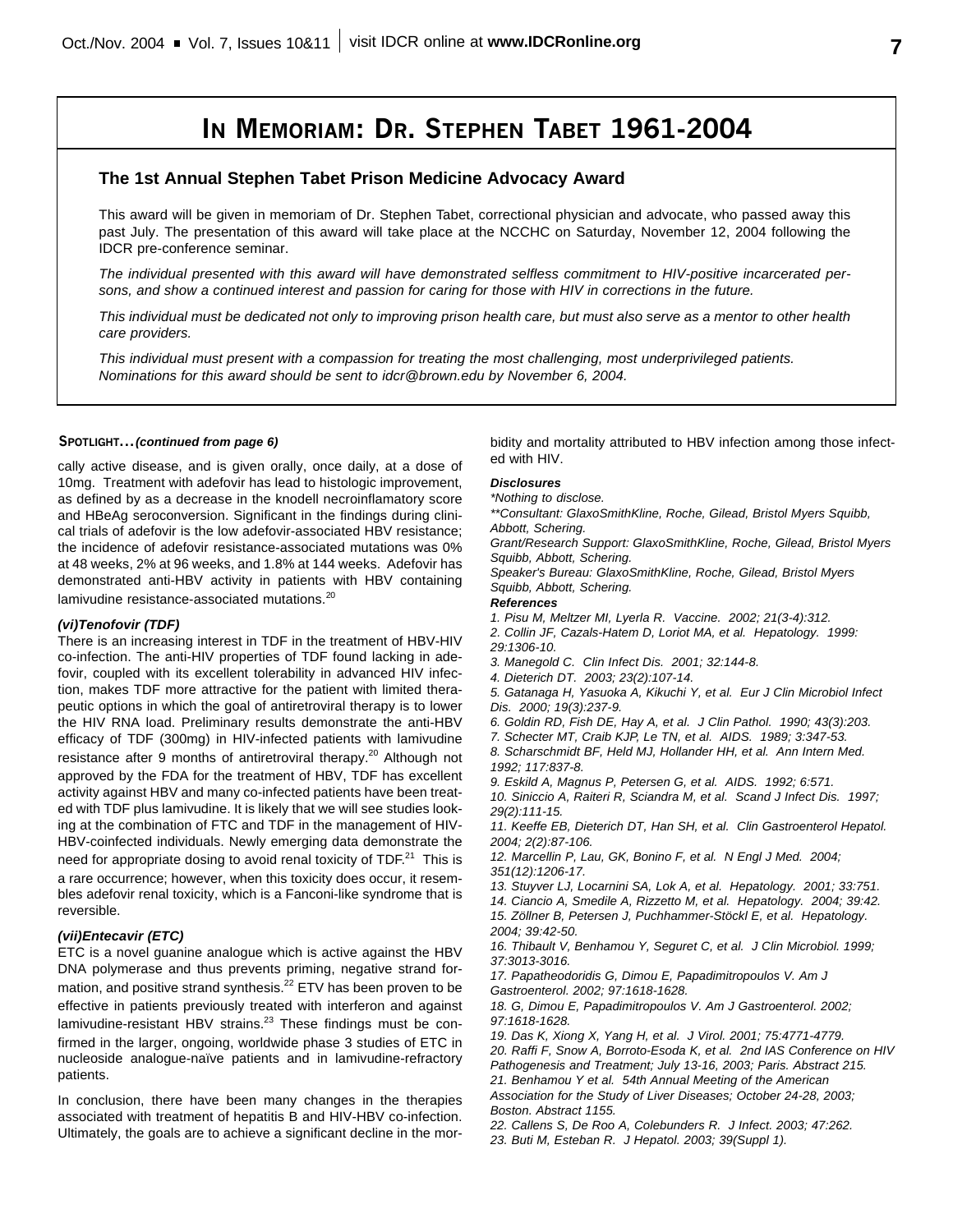# In Memoriam: Dr. Stephen Tabet 1961-2004

## The 1st Annual Stephen Tabet Prison Medicine Advocacy Award

This award will be given in memoriam of Dr. Stephen Tabet, correctional physician and advocate, who passed away this past July. The presentation of this award will take place at the NCCHC on Saturday, November 12, 2004 following the IDCR pre-conference seminar.

*The individual presented with this award will have demonstrated selfless commitment to HIV-positive incarcerated persons, and show a continued interest and passion for caring for those with HIV in corrections in the future.*

*This individual must be dedicated not only to improving prison health care, but must also serve as a mentor to other health care providers.*

*This individual must present with a compassion for treating the most challenging, most underprivileged patients. Nominations for this award should be sent to idcr@brown.edu by November 6, 2004.*

**Spotlight…*(continued from page 6)***

cally active disease, and is given orally, once daily, at a dose of 10mg. Treatment with adefovir has lead to histologic improvement, as defined by as a decrease in the knodell necroinflamatory score and HBeAg seroconversion. Significant in the findings during clinical trials of adefovir is the low adefovir-associated HBV resistance; the incidence of adefovir resistance-associated mutations was 0% at 48 weeks, 2% at 96 weeks, and 1.8% at 144 weeks. Adefovir has demonstrated anti-HBV activity in patients with HBV containing lamivudine resistance-associated mutations.[20]

***(vi)Tenofovir (TDF)***

There is an increasing interest in TDF in the treatment of HBV-HIV co-infection. The anti-HIV properties of TDF found lacking in adefovir, coupled with its excellent tolerability in advanced HIV infection, makes TDF more attractive for the patient with limited therapeutic options in which the goal of antiretroviral therapy is to lower the HIV RNA load. Preliminary results demonstrate the anti-HBV efficacy of TDF (300mg) in HIV-infected patients with lamivudine resistance after 9 months of antiretroviral therapy.[20] Although not approved by the FDA for the treatment of HBV, TDF has excellent activity against HBV and many co-infected patients have been treated with TDF plus lamivudine. It is likely that we will see studies looking at the combination of FTC and TDF in the management of HIV-HBV-coinfected individuals. Newly emerging data demonstrate the need for appropriate dosing to avoid renal toxicity of TDF.[21] This is a rare occurrence; however, when this toxicity does occur, it resembles adefovir renal toxicity, which is a Fanconi-like syndrome that is reversible.

***(vii)Entecavir (ETC)***

ETC is a novel guanine analogue which is active against the HBV DNA polymerase and thus prevents priming, negative strand formation, and positive strand synthesis.[22] ETV has been proven to be effective in patients previously treated with interferon and against lamivudine-resistant HBV strains.[23] These findings must be confirmed in the larger, ongoing, worldwide phase 3 studies of ETC in nucleoside analogue-naïve patients and in lamivudine-refractory patients.

In conclusion, there have been many changes in the therapies associated with treatment of hepatitis B and HIV-HBV co-infection. Ultimately, the goals are to achieve a significant decline in the morbidity and mortality attributed to HBV infection among those infected with HIV.

***Disclosures***

*\*Nothing to disclose.*

*\*\*Consultant: GlaxoSmithKline, Roche, Gilead, Bristol Myers Squibb, Abbott, Schering.*

*Grant/Research Support: GlaxoSmithKline, Roche, Gilead, Bristol Myers Squibb, Abbott, Schering.*

*Speaker's Bureau: GlaxoSmithKline, Roche, Gilead, Bristol Myers Squibb, Abbott, Schering.*

***References***

*1. Pisu M, Meltzer MI, Lyerla R. Vaccine. 2002; 21(3-4):312.*
*2. Collin JF, Cazals-Hatem D, Loriot MA, et al. Hepatology. 1999: 29:1306-10.*
*3. Manegold C. Clin Infect Dis. 2001; 32:144-8.*
*4. Dieterich DT. 2003; 23(2):107-14.*
*5. Gatanaga H, Yasuoka A, Kikuchi Y, et al. Eur J Clin Microbiol Infect Dis. 2000; 19(3):237-9.*
*6. Goldin RD, Fish DE, Hay A, et al. J Clin Pathol. 1990; 43(3):203.*
*7. Schecter MT, Craib KJP, Le TN, et al. AIDS. 1989; 3:347-53.*
*8. Scharschmidt BF, Held MJ, Hollander HH, et al. Ann Intern Med. 1992; 117:837-8.*
*9. Eskild A, Magnus P, Petersen G, et al. AIDS. 1992; 6:571.*
*10. Siniccio A, Raiteri R, Sciandra M, et al. Scand J Infect Dis. 1997; 29(2):111-15.*
*11. Keeffe EB, Dieterich DT, Han SH, et al. Clin Gastroenterol Hepatol. 2004; 2(2):87-106.*
*12. Marcellin P, Lau, GK, Bonino F, et al. N Engl J Med. 2004; 351(12):1206-17.*
*13. Stuyver LJ, Locarnini SA, Lok A, et al. Hepatology. 2001; 33:751.*
*14. Ciancio A, Smedile A, Rizzetto M, et al. Hepatology. 2004; 39:42.*
*15. Zöllner B, Petersen J, Puchhammer-Stöckl E, et al. Hepatology. 2004; 39:42-50.*
*16. Thibault V, Benhamou Y, Seguret C, et al. J Clin Microbiol. 1999; 37:3013-3016.*
*17. Papatheodoridis G, Dimou E, Papadimitropoulos V. Am J Gastroenterol. 2002; 97:1618-1628.*
*18. G, Dimou E, Papadimitropoulos V. Am J Gastroenterol. 2002; 97:1618-1628.*
*19. Das K, Xiong X, Yang H, et al. J Virol. 2001; 75:4771-4779.*
*20. Raffi F, Snow A, Borroto-Esoda K, et al. 2nd IAS Conference on HIV Pathogenesis and Treatment; July 13-16, 2003; Paris. Abstract 215.*
*21. Benhamou Y et al. 54th Annual Meeting of the American Association for the Study of Liver Diseases; October 24-28, 2003; Boston. Abstract 1155.*
*22. Callens S, De Roo A, Colebunders R. J Infect. 2003; 47:262.*
*23. Buti M, Esteban R. J Hepatol. 2003; 39(Suppl 1).*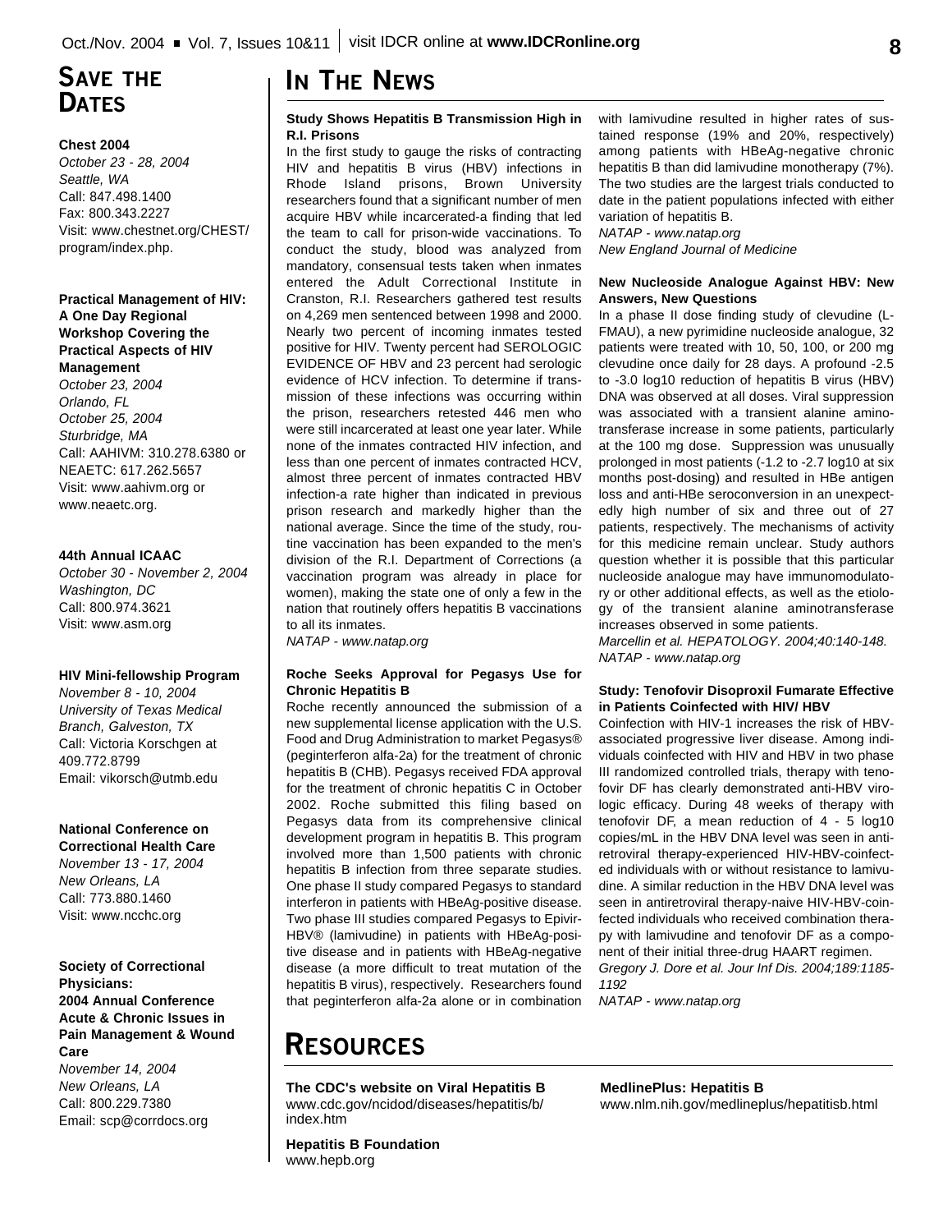## Save the Dates

**Chest 2004**
*October 23 - 28, 2004*
*Seattle, WA*
Call: 847.498.1400
Fax: 800.343.2227
Visit: www.chestnet.org/CHEST/program/index.php.

**Practical Management of HIV: A One Day Regional Workshop Covering the Practical Aspects of HIV Management**
*October 23, 2004*
*Orlando, FL*
*October 25, 2004*
*Sturbridge, MA*
Call: AAHIVM: 310.278.6380 or NEAETC: 617.262.5657
Visit: www.aahivm.org or www.neaetc.org.

**44th Annual ICAAC**
*October 30 - November 2, 2004*
*Washington, DC*
Call: 800.974.3621
Visit: www.asm.org

**HIV Mini-fellowship Program**
*November 8 - 10, 2004*
*University of Texas Medical Branch, Galveston, TX*
Call: Victoria Korschgen at 409.772.8799
Email: vikorsch@utmb.edu

**National Conference on Correctional Health Care**
*November 13 - 17, 2004*
*New Orleans, LA*
Call: 773.880.1460
Visit: www.ncchc.org

**Society of Correctional Physicians: 2004 Annual Conference Acute & Chronic Issues in Pain Management & Wound Care**
*November 14, 2004*
*New Orleans, LA*
Call: 800.229.7380
Email: scp@corrdocs.org

## In the News

### Study Shows Hepatitis B Transmission High in R.I. Prisons

In the first study to gauge the risks of contracting HIV and hepatitis B virus (HBV) infections in Rhode Island prisons, Brown University researchers found that a significant number of men acquire HBV while incarcerated-a finding that led the team to call for prison-wide vaccinations. To conduct the study, blood was analyzed from mandatory, consensual tests taken when inmates entered the Adult Correctional Institute in Cranston, R.I. Researchers gathered test results on 4,269 men sentenced between 1998 and 2000. Nearly two percent of incoming inmates tested positive for HIV. Twenty percent had SEROLOGIC EVIDENCE OF HBV and 23 percent had serologic evidence of HCV infection. To determine if transmission of these infections was occurring within the prison, researchers retested 446 men who were still incarcerated at least one year later. While none of the inmates contracted HIV infection, and less than one percent of inmates contracted HCV, almost three percent of inmates contracted HBV infection-a rate higher than indicated in previous prison research and markedly higher than the national average. Since the time of the study, routine vaccination has been expanded to the men's division of the R.I. Department of Corrections (a vaccination program was already in place for women), making the state one of only a few in the nation that routinely offers hepatitis B vaccinations to all its inmates.

*NATAP - www.natap.org*

### Roche Seeks Approval for Pegasys Use for Chronic Hepatitis B

Roche recently announced the submission of a new supplemental license application with the U.S. Food and Drug Administration to market Pegasys® (peginterferon alfa-2a) for the treatment of chronic hepatitis B (CHB). Pegasys received FDA approval for the treatment of chronic hepatitis C in October 2002. Roche submitted this filing based on Pegasys data from its comprehensive clinical development program in hepatitis B. This program involved more than 1,500 patients with chronic hepatitis B infection from three separate studies. One phase II study compared Pegasys to standard interferon in patients with HBeAg-positive disease. Two phase III studies compared Pegasys to Epivir-HBV® (lamivudine) in patients with HBeAg-positive disease and in patients with HBeAg-negative disease (a more difficult to treat mutation of the hepatitis B virus), respectively. Researchers found that peginterferon alfa-2a alone or in combination with lamivudine resulted in higher rates of sustained response (19% and 20%, respectively) among patients with HBeAg-negative chronic hepatitis B than did lamivudine monotherapy (7%). The two studies are the largest trials conducted to date in the patient populations infected with either variation of hepatitis B.

*NATAP - www.natap.org*
*New England Journal of Medicine*

### New Nucleoside Analogue Against HBV: New Answers, New Questions

In a phase II dose finding study of clevudine (L-FMAU), a new pyrimidine nucleoside analogue, 32 patients were treated with 10, 50, 100, or 200 mg clevudine once daily for 28 days. A profound -2.5 to -3.0 log10 reduction of hepatitis B virus (HBV) DNA was observed at all doses. Viral suppression was associated with a transient alanine aminotransferase increase in some patients, particularly at the 100 mg dose. Suppression was unusually prolonged in most patients (-1.2 to -2.7 log10 at six months post-dosing) and resulted in HBe antigen loss and anti-HBe seroconversion in an unexpectedly high number of six and three out of 27 patients, respectively. The mechanisms of activity for this medicine remain unclear. Study authors question whether it is possible that this particular nucleoside analogue may have immunomodulatory or other additional effects, as well as the etiology of the transient alanine aminotransferase increases observed in some patients.

*Marcellin et al. HEPATOLOGY. 2004;40:140-148.*
*NATAP - www.natap.org*

### Study: Tenofovir Disoproxil Fumarate Effective in Patients Coinfected with HIV/ HBV

Coinfection with HIV-1 increases the risk of HBV-associated progressive liver disease. Among individuals coinfected with HIV and HBV in two phase III randomized controlled trials, therapy with tenofovir DF has clearly demonstrated anti-HBV virologic efficacy. During 48 weeks of therapy with tenofovir DF, a mean reduction of 4 - 5 log10 copies/mL in the HBV DNA level was seen in antiretroviral therapy-experienced HIV-HBV-coinfected individuals with or without resistance to lamivudine. A similar reduction in the HBV DNA level was seen in antiretroviral therapy-naive HIV-HBV-coinfected individuals who received combination therapy with lamivudine and tenofovir DF as a component of their initial three-drug HAART regimen.

*Gregory J. Dore et al. Jour Inf Dis. 2004;189:1185-1192*
*NATAP - www.natap.org*

## Resources

**The CDC's website on Viral Hepatitis B**
www.cdc.gov/ncidod/diseases/hepatitis/b/index.htm

**Hepatitis B Foundation**
www.hepb.org

**MedlinePlus: Hepatitis B**
www.nlm.nih.gov/medlineplus/hepatitisb.html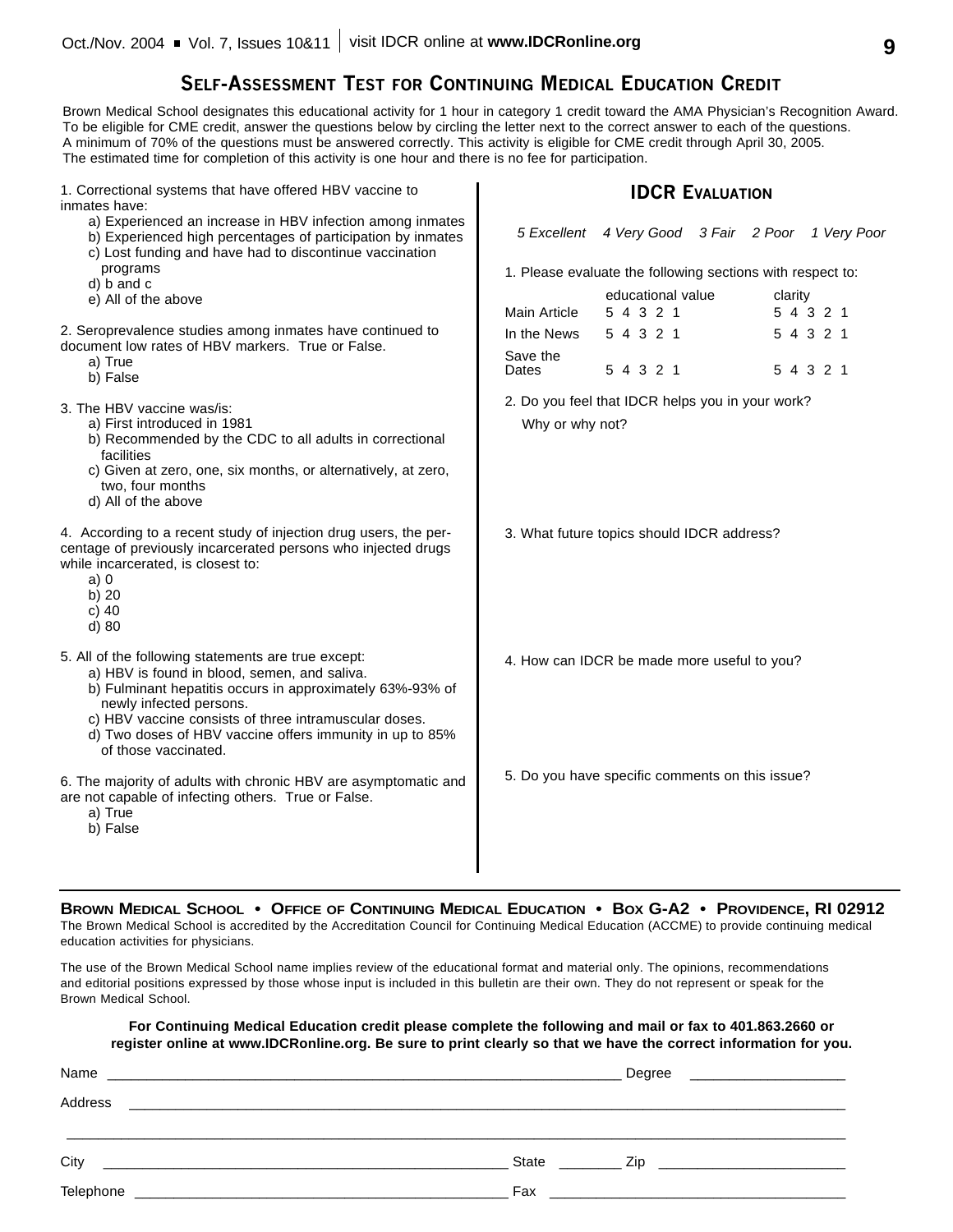# SELF-ASSESSMENT TEST FOR CONTINUING MEDICAL EDUCATION CREDIT

Brown Medical School designates this educational activity for 1 hour in category 1 credit toward the AMA Physician's Recognition Award. To be eligible for CME credit, answer the questions below by circling the letter next to the correct answer to each of the questions. A minimum of 70% of the questions must be answered correctly. This activity is eligible for CME credit through April 30, 2005. The estimated time for completion of this activity is one hour and there is no fee for participation.

1. Correctional systems that have offered HBV vaccine to inmates have:
   - a) Experienced an increase in HBV infection among inmates
   - b) Experienced high percentages of participation by inmates
   - c) Lost funding and have had to discontinue vaccination programs
   - d) b and c
   - e) All of the above

2. Seroprevalence studies among inmates have continued to document low rates of HBV markers. True or False.
   - a) True
   - b) False

3. The HBV vaccine was/is:
   - a) First introduced in 1981
   - b) Recommended by the CDC to all adults in correctional facilities
   - c) Given at zero, one, six months, or alternatively, at zero, two, four months
   - d) All of the above

4. According to a recent study of injection drug users, the percentage of previously incarcerated persons who injected drugs while incarcerated, is closest to:
   - a) 0
   - b) 20
   - c) 40
   - d) 80

5. All of the following statements are true except:
   - a) HBV is found in blood, semen, and saliva.
   - b) Fulminant hepatitis occurs in approximately 63%-93% of newly infected persons.
   - c) HBV vaccine consists of three intramuscular doses.
   - d) Two doses of HBV vaccine offers immunity in up to 85% of those vaccinated.

6. The majority of adults with chronic HBV are asymptomatic and are not capable of infecting others. True or False.
   - a) True
   - b) False

## IDCR EVALUATION

*5 Excellent 4 Very Good 3 Fair 2 Poor 1 Very Poor*

1. Please evaluate the following sections with respect to:

| | educational value | clarity |
|---|---|---|
| Main Article | 5 4 3 2 1 | 5 4 3 2 1 |
| In the News | 5 4 3 2 1 | 5 4 3 2 1 |
| Save the Dates | 5 4 3 2 1 | 5 4 3 2 1 |

2. Do you feel that IDCR helps you in your work?
   Why or why not?

3. What future topics should IDCR address?

4. How can IDCR be made more useful to you?

5. Do you have specific comments on this issue?

---

**BROWN MEDICAL SCHOOL • OFFICE OF CONTINUING MEDICAL EDUCATION • BOX G-A2 • PROVIDENCE, RI 02912**

The Brown Medical School is accredited by the Accreditation Council for Continuing Medical Education (ACCME) to provide continuing medical education activities for physicians.

The use of the Brown Medical School name implies review of the educational format and material only. The opinions, recommendations and editorial positions expressed by those whose input is included in this bulletin are their own. They do not represent or speak for the Brown Medical School.

**For Continuing Medical Education credit please complete the following and mail or fax to 401.863.2660 or register online at www.IDCRonline.org. Be sure to print clearly so that we have the correct information for you.**

Name ______________________________ Degree ____________

Address ____________________________________________

____________________________________________________

City ______________________ State ________ Zip ____________

Telephone __________________ Fax __________________